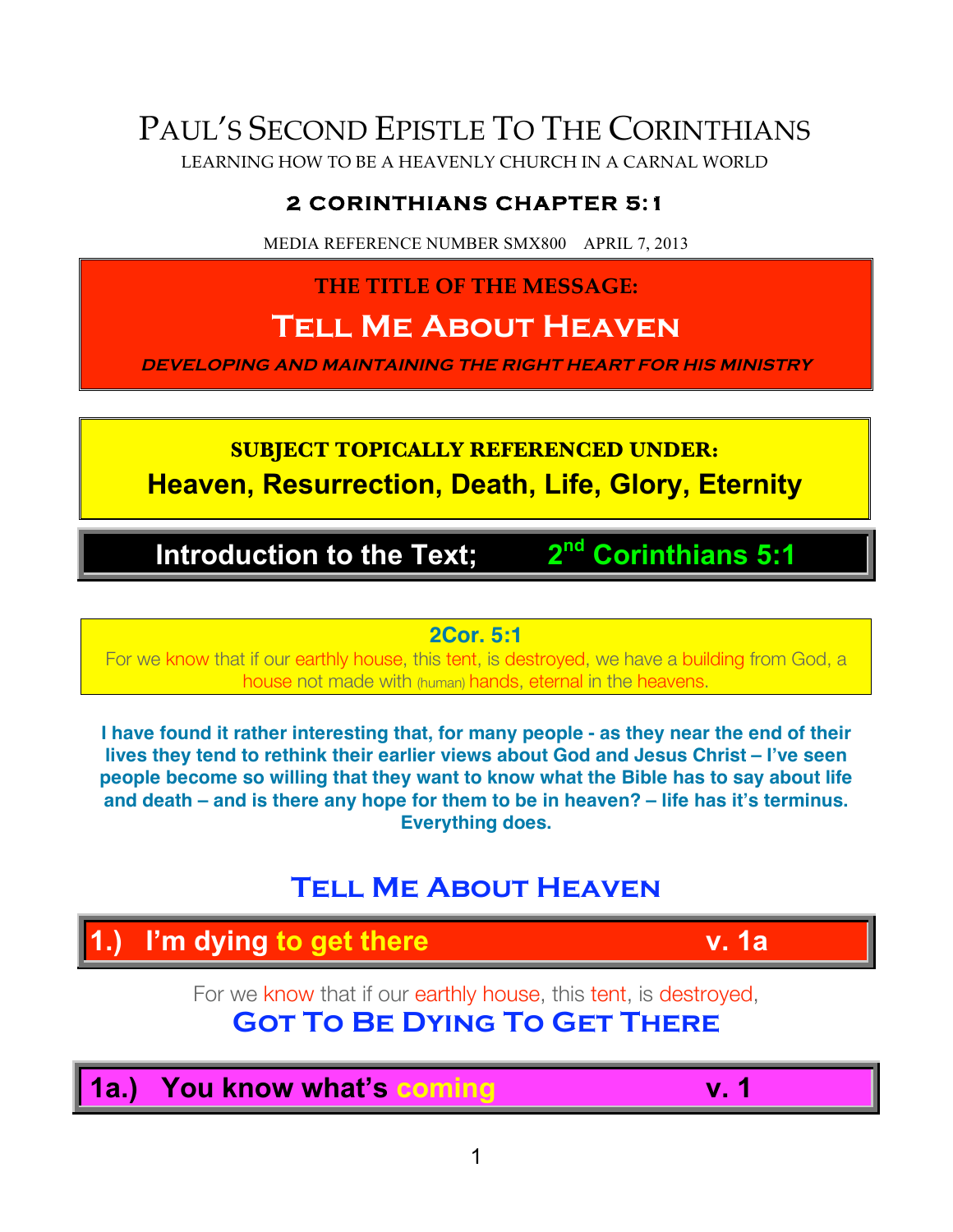# Paul's Second Epistle To The Corinthians

LEARNING HOW TO BE A HEAVENLY CHURCH IN A CARNAL WORLD

## 2 CORINTHIANS CHAPTER 5:1

MEDIA REFERENCE NUMBER SMX800 APRIL 7, 2013

**THE TITLE OF THE MESSAGE:**

# Tell Me About Heaven

***DEVELOPING AND MAINTAINING THE RIGHT HEART FOR HIS MINISTRY***

**SUBJECT TOPICALLY REFERENCED UNDER:**

**Heaven, Resurrection, Death, Life, Glory, Eternity**

## Introduction to the Text; 2nd Corinthians 5:1

**2Cor. 5:1**

For we know that if our earthly house, this tent, is destroyed, we have a building from God, a house not made with (human) hands, eternal in the heavens.

**I have found it rather interesting that, for many people - as they near the end of their lives they tend to rethink their earlier views about God and Jesus Christ – I've seen people become so willing that they want to know what the Bible has to say about life and death – and is there any hope for them to be in heaven? – life has it's terminus. Everything does.**

## Tell Me About Heaven

## 1.) I'm dying to get there v. 1a

For we know that if our earthly house, this tent, is destroyed,

**Got To Be Dying To Get There**

### 1a.) You know what's coming v. 1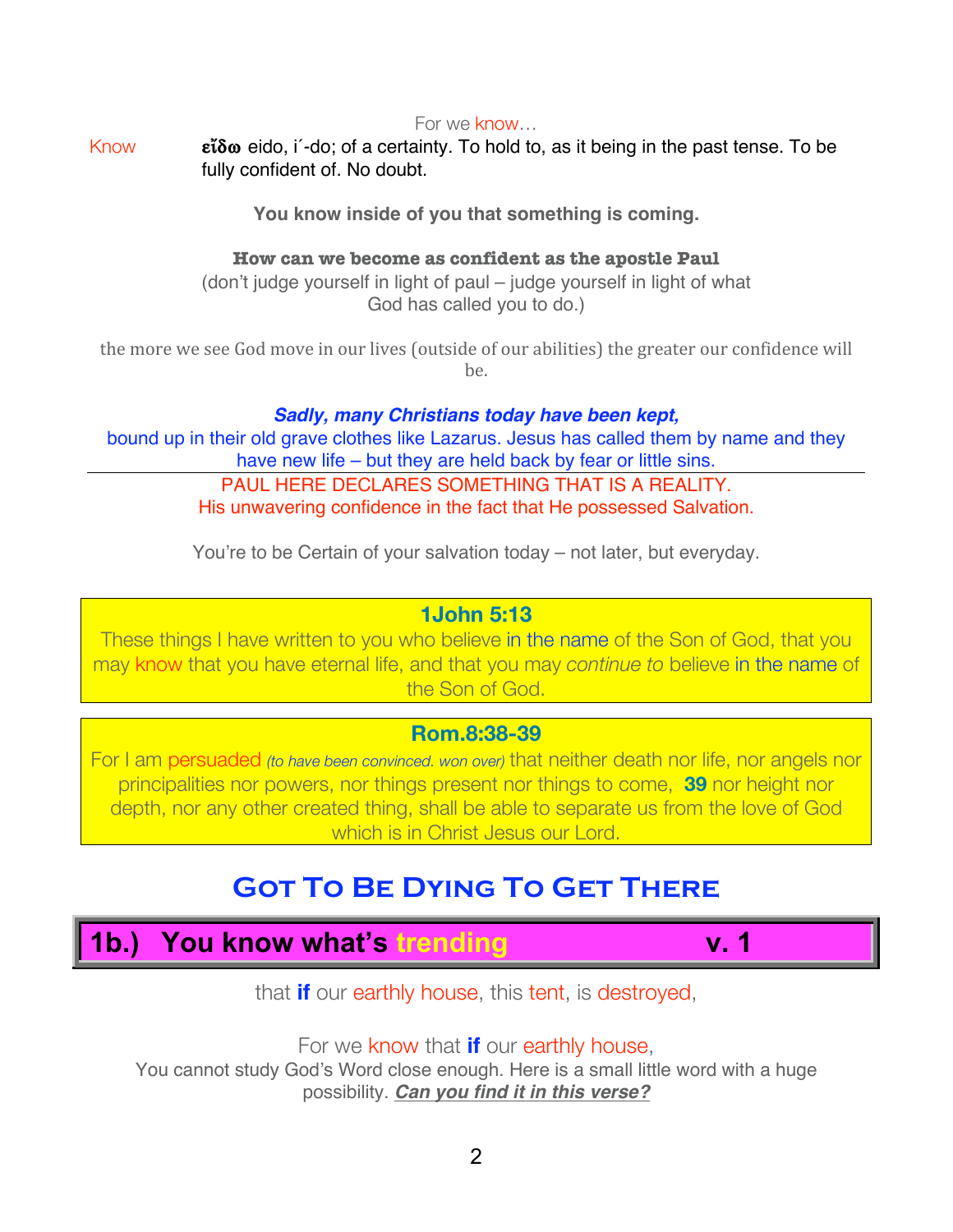For we know…

Know **εἴδω** eido, i´-do; of a certainty. To hold to, as it being in the past tense. To be fully confident of. No doubt.

**You know inside of you that something is coming.**

**How can we become as confident as the apostle Paul**
(don't judge yourself in light of paul – judge yourself in light of what God has called you to do.)

the more we see God move in our lives (outside of our abilities) the greater our confidence will be.

***Sadly, many Christians today have been kept,***
bound up in their old grave clothes like Lazarus. Jesus has called them by name and they have new life – but they are held back by fear or little sins.

---

PAUL HERE DECLARES SOMETHING THAT IS A REALITY.
His unwavering confidence in the fact that He possessed Salvation.

You're to be Certain of your salvation today – not later, but everyday.

**1John 5:13**
These things I have written to you who believe in the name of the Son of God, that you may know that you have eternal life, and that you may *continue to* believe in the name of the Son of God.

**Rom.8:38-39**
For I am persuaded *(to have been convinced. won over)* that neither death nor life, nor angels nor principalities nor powers, nor things present nor things to come, **39** nor height nor depth, nor any other created thing, shall be able to separate us from the love of God which is in Christ Jesus our Lord.

## Got To Be Dying To Get There

### 1b.) You know what's trending v. 1

that **if** our earthly house, this tent, is destroyed,

For we know that **if** our earthly house,
You cannot study God's Word close enough. Here is a small little word with a huge possibility. ***Can you find it in this verse?***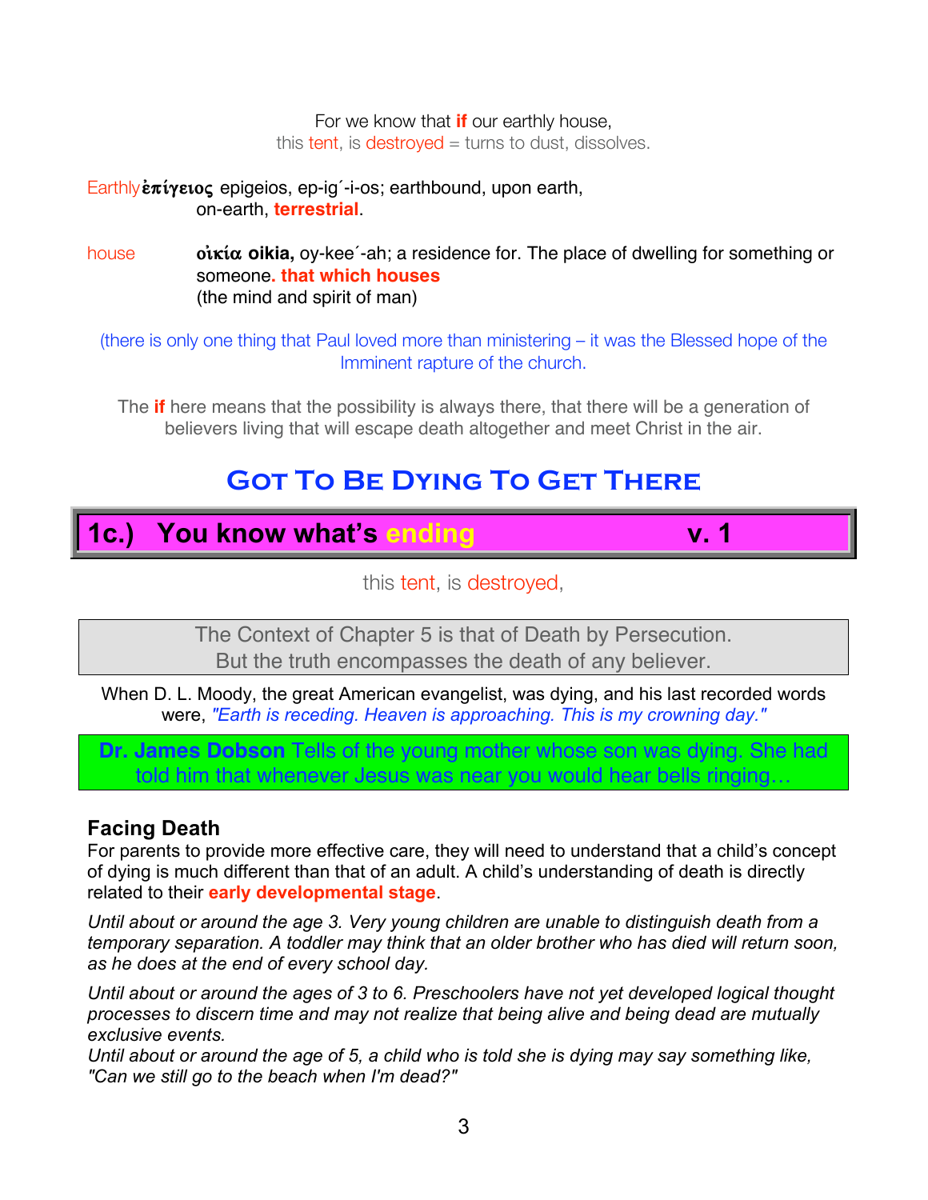For we know that **if** our earthly house,
this tent, is destroyed = turns to dust, dissolves.

Earthly **ἐπίγειος** epigeios, ep-ig´-i-os; earthbound, upon earth, on-earth, **terrestrial**.

house **οἰκία oikia,** oy-kee´-ah; a residence for. The place of dwelling for something or someone**. that which houses**
(the mind and spirit of man)

(there is only one thing that Paul loved more than ministering – it was the Blessed hope of the Imminent rapture of the church.

The **if** here means that the possibility is always there, that there will be a generation of believers living that will escape death altogether and meet Christ in the air.

# Got To Be Dying To Get There

## 1c.) You know what's ending v. 1

this tent, is destroyed,

The Context of Chapter 5 is that of Death by Persecution.
But the truth encompasses the death of any believer.

When D. L. Moody, the great American evangelist, was dying, and his last recorded words were, *"Earth is receding. Heaven is approaching. This is my crowning day."*

**Dr. James Dobson** Tells of the young mother whose son was dying. She had told him that whenever Jesus was near you would hear bells ringing…

### Facing Death

For parents to provide more effective care, they will need to understand that a child's concept of dying is much different than that of an adult. A child's understanding of death is directly related to their **early developmental stage**.

*Until about or around the age 3. Very young children are unable to distinguish death from a temporary separation. A toddler may think that an older brother who has died will return soon, as he does at the end of every school day.*

*Until about or around the ages of 3 to 6. Preschoolers have not yet developed logical thought processes to discern time and may not realize that being alive and being dead are mutually exclusive events.*
*Until about or around the age of 5, a child who is told she is dying may say something like, "Can we still go to the beach when I'm dead?"*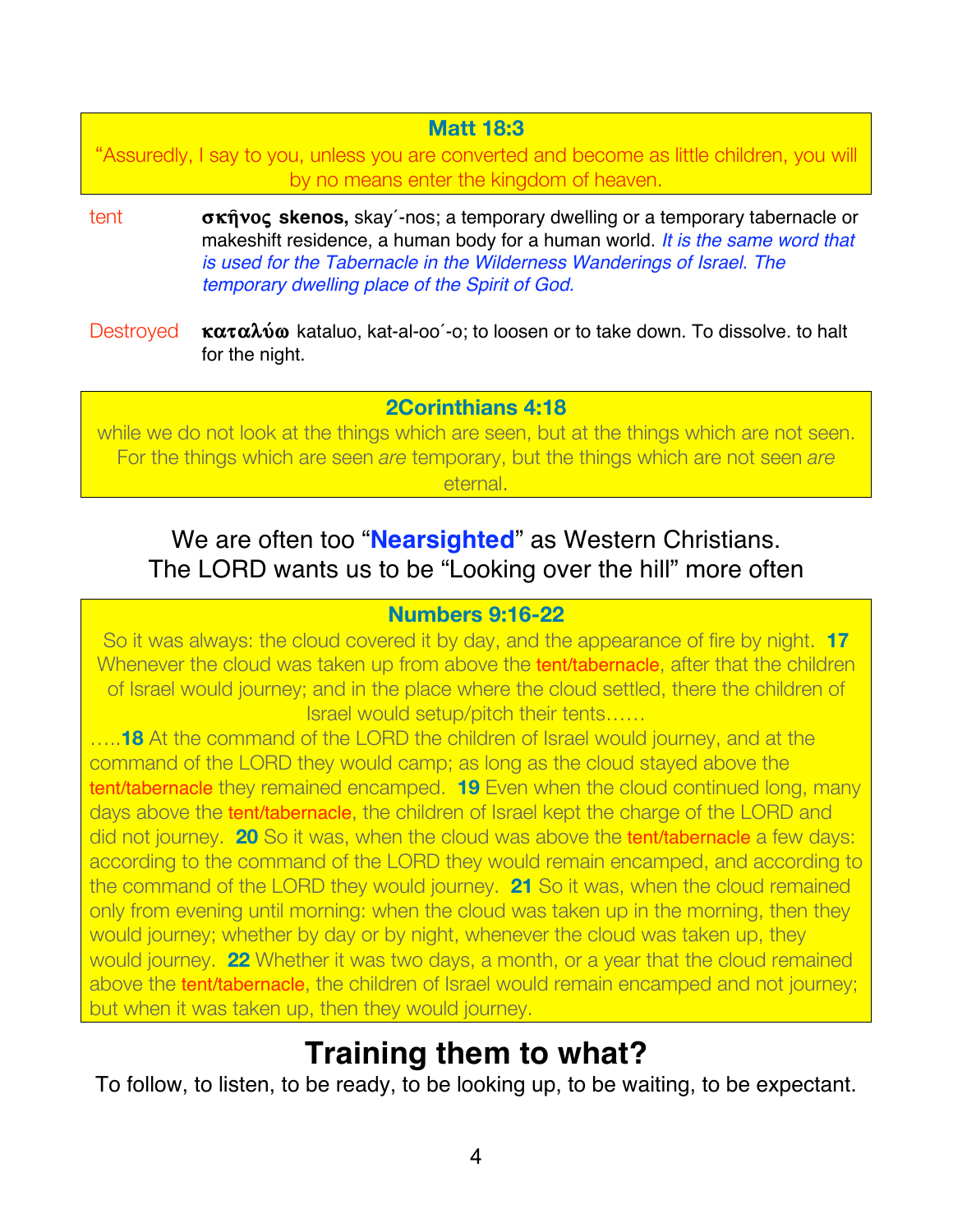**Matt 18:3**

"Assuredly, I say to you, unless you are converted and become as little children, you will by no means enter the kingdom of heaven.

tent — **σκῆνος skenos,** skay´-nos; a temporary dwelling or a temporary tabernacle or makeshift residence, a human body for a human world. *It is the same word that is used for the Tabernacle in the Wilderness Wanderings of Israel. The temporary dwelling place of the Spirit of God.*

Destroyed — **καταλύω** kataluo, kat-al-oo´-o; to loosen or to take down. To dissolve. to halt for the night.

**2Corinthians 4:18**

while we do not look at the things which are seen, but at the things which are not seen. For the things which are seen *are* temporary, but the things which are not seen *are* eternal.

We are often too "**Nearsighted**" as Western Christians.
The LORD wants us to be "Looking over the hill" more often

**Numbers 9:16-22**

So it was always: the cloud covered it by day, and the appearance of fire by night. **17** Whenever the cloud was taken up from above the tent/tabernacle, after that the children of Israel would journey; and in the place where the cloud settled, there the children of Israel would setup/pitch their tents……

…..**18** At the command of the LORD the children of Israel would journey, and at the command of the LORD they would camp; as long as the cloud stayed above the tent/tabernacle they remained encamped. **19** Even when the cloud continued long, many days above the tent/tabernacle, the children of Israel kept the charge of the LORD and did not journey. **20** So it was, when the cloud was above the tent/tabernacle a few days: according to the command of the LORD they would remain encamped, and according to the command of the LORD they would journey. **21** So it was, when the cloud remained only from evening until morning: when the cloud was taken up in the morning, then they would journey; whether by day or by night, whenever the cloud was taken up, they would journey. **22** Whether it was two days, a month, or a year that the cloud remained above the tent/tabernacle, the children of Israel would remain encamped and not journey; but when it was taken up, then they would journey.

# Training them to what?

To follow, to listen, to be ready, to be looking up, to be waiting, to be expectant.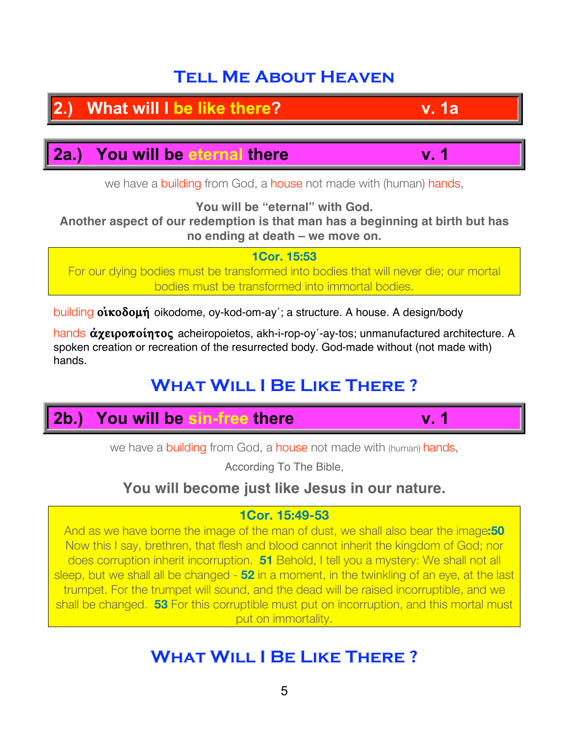# Tell Me About Heaven

## 2.) What will I be like there? v. 1a

### 2a.) You will be eternal there v. 1

we have a building from God, a house not made with (human) hands,

**You will be "eternal" with God.**
**Another aspect of our redemption is that man has a beginning at birth but has no ending at death – we move on.**

> **1Cor. 15:53**
> For our dying bodies must be transformed into bodies that will never die; our mortal bodies must be transformed into immortal bodies.

building **οἰκοδομή** oikodome, oy-kod-om-ay´; a structure. A house. A design/body

hands **ἀχειροποίητος** acheiropoietos, akh-i-rop-oy´-ay-tos; unmanufactured architecture. A spoken creation or recreation of the resurrected body. God-made without (not made with) hands.

## What Will I Be Like There ?

### 2b.) You will be sin-free there v. 1

we have a building from God, a house not made with (human) hands,

According To The Bible,

**You will become just like Jesus in our nature.**

> **1Cor. 15:49-53**
> And as we have borne the image of the man of dust, we shall also bear the image:**50** Now this I say, brethren, that flesh and blood cannot inherit the kingdom of God; nor does corruption inherit incorruption. **51** Behold, I tell you a mystery: We shall not all sleep, but we shall all be changed - **52** in a moment, in the twinkling of an eye, at the last trumpet. For the trumpet will sound, and the dead will be raised incorruptible, and we shall be changed. **53** For this corruptible must put on incorruption, and this mortal must put on immortality.

## What Will I Be Like There ?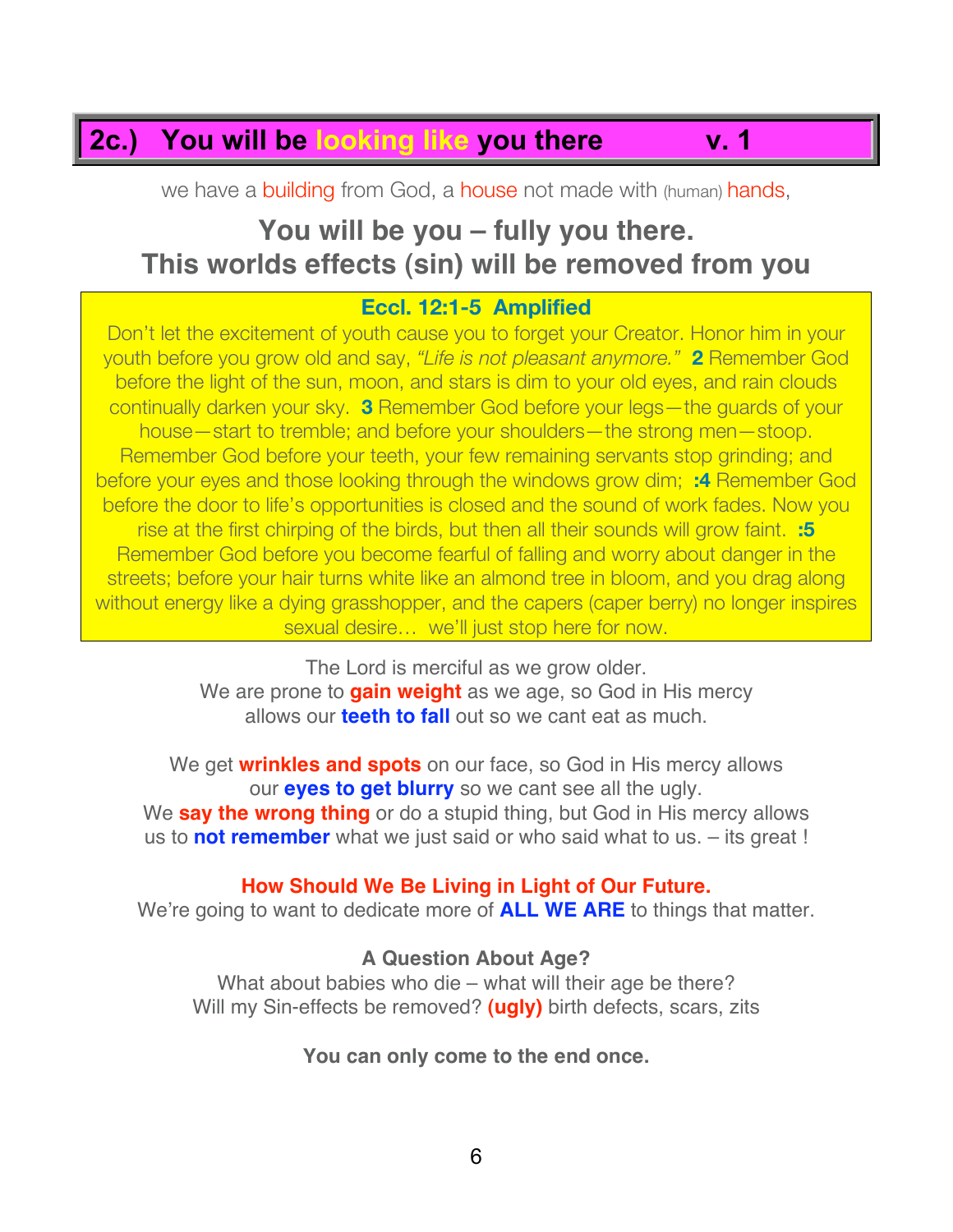## 2c.) You will be looking like you there v. 1

we have a building from God, a house not made with (human) hands,

### You will be you – fully you there.
### This worlds effects (sin) will be removed from you

**Eccl. 12:1-5 Amplified**

Don't let the excitement of youth cause you to forget your Creator. Honor him in your youth before you grow old and say, *"Life is not pleasant anymore."* **2** Remember God before the light of the sun, moon, and stars is dim to your old eyes, and rain clouds continually darken your sky. **3** Remember God before your legs—the guards of your house—start to tremble; and before your shoulders—the strong men—stoop. Remember God before your teeth, your few remaining servants stop grinding; and before your eyes and those looking through the windows grow dim; **:4** Remember God before the door to life's opportunities is closed and the sound of work fades. Now you rise at the first chirping of the birds, but then all their sounds will grow faint. **:5** Remember God before you become fearful of falling and worry about danger in the streets; before your hair turns white like an almond tree in bloom, and you drag along without energy like a dying grasshopper, and the capers (caper berry) no longer inspires sexual desire… we'll just stop here for now.

The Lord is merciful as we grow older.
We are prone to **gain weight** as we age, so God in His mercy allows our **teeth to fall** out so we cant eat as much.

We get **wrinkles and spots** on our face, so God in His mercy allows our **eyes to get blurry** so we cant see all the ugly.
We **say the wrong thing** or do a stupid thing, but God in His mercy allows us to **not remember** what we just said or who said what to us. – its great !

**How Should We Be Living in Light of Our Future.**
We're going to want to dedicate more of **ALL WE ARE** to things that matter.

**A Question About Age?**
What about babies who die – what will their age be there?
Will my Sin-effects be removed? **(ugly)** birth defects, scars, zits

**You can only come to the end once.**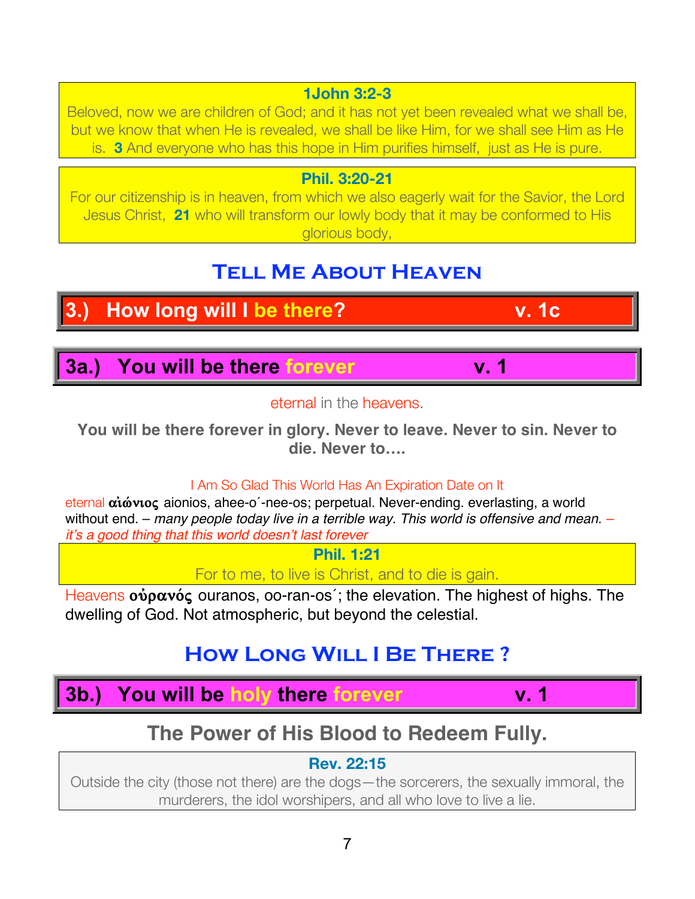**1John 3:2-3**

Beloved, now we are children of God; and it has not yet been revealed what we shall be, but we know that when He is revealed, we shall be like Him, for we shall see Him as He is. **3** And everyone who has this hope in Him purifies himself, just as He is pure.

**Phil. 3:20-21**

For our citizenship is in heaven, from which we also eagerly wait for the Savior, the Lord Jesus Christ, **21** who will transform our lowly body that it may be conformed to His glorious body,

## Tell Me About Heaven

### 3.) How long will I be there? v. 1c

### 3a.) You will be there forever v. 1

eternal in the heavens.

**You will be there forever in glory. Never to leave. Never to sin. Never to die. Never to….**

I Am So Glad This World Has An Expiration Date on It

eternal **αἰώνιος** aionios, ahee-o´-nee-os; perpetual. Never-ending. everlasting, a world without end. – *many people today live in a terrible way. This world is offensive and mean. – it's a good thing that this world doesn't last forever*

**Phil. 1:21**

For to me, to live is Christ, and to die is gain.

Heavens **οὐρανός** ouranos, oo-ran-os´; the elevation. The highest of highs. The dwelling of God. Not atmospheric, but beyond the celestial.

## How Long Will I Be There ?

### 3b.) You will be holy there forever v. 1

## The Power of His Blood to Redeem Fully.

**Rev. 22:15**

Outside the city (those not there) are the dogs—the sorcerers, the sexually immoral, the murderers, the idol worshipers, and all who love to live a lie.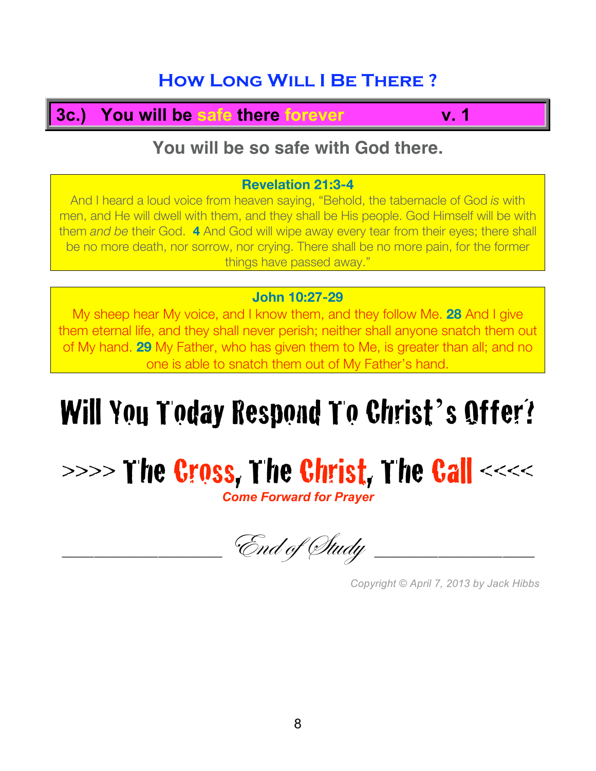## How Long Will I Be There ?

### 3c.) You will be safe there forever v. 1

**You will be so safe with God there.**

**Revelation 21:3-4**

And I heard a loud voice from heaven saying, "Behold, the tabernacle of God *is* with men, and He will dwell with them, and they shall be His people. God Himself will be with them *and be* their God. **4** And God will wipe away every tear from their eyes; there shall be no more death, nor sorrow, nor crying. There shall be no more pain, for the former things have passed away."

**John 10:27-29**

My sheep hear My voice, and I know them, and they follow Me. **28** And I give them eternal life, and they shall never perish; neither shall anyone snatch them out of My hand. **29** My Father, who has given them to Me, is greater than all; and no one is able to snatch them out of My Father's hand.

# Will You Today Respond To Christ's Offer?

## >>>> The Cross, The Christ, The Call <<<<

***Come Forward for Prayer***

_______________ *End of Study* _______________

*Copyright © April 7, 2013 by Jack Hibbs*